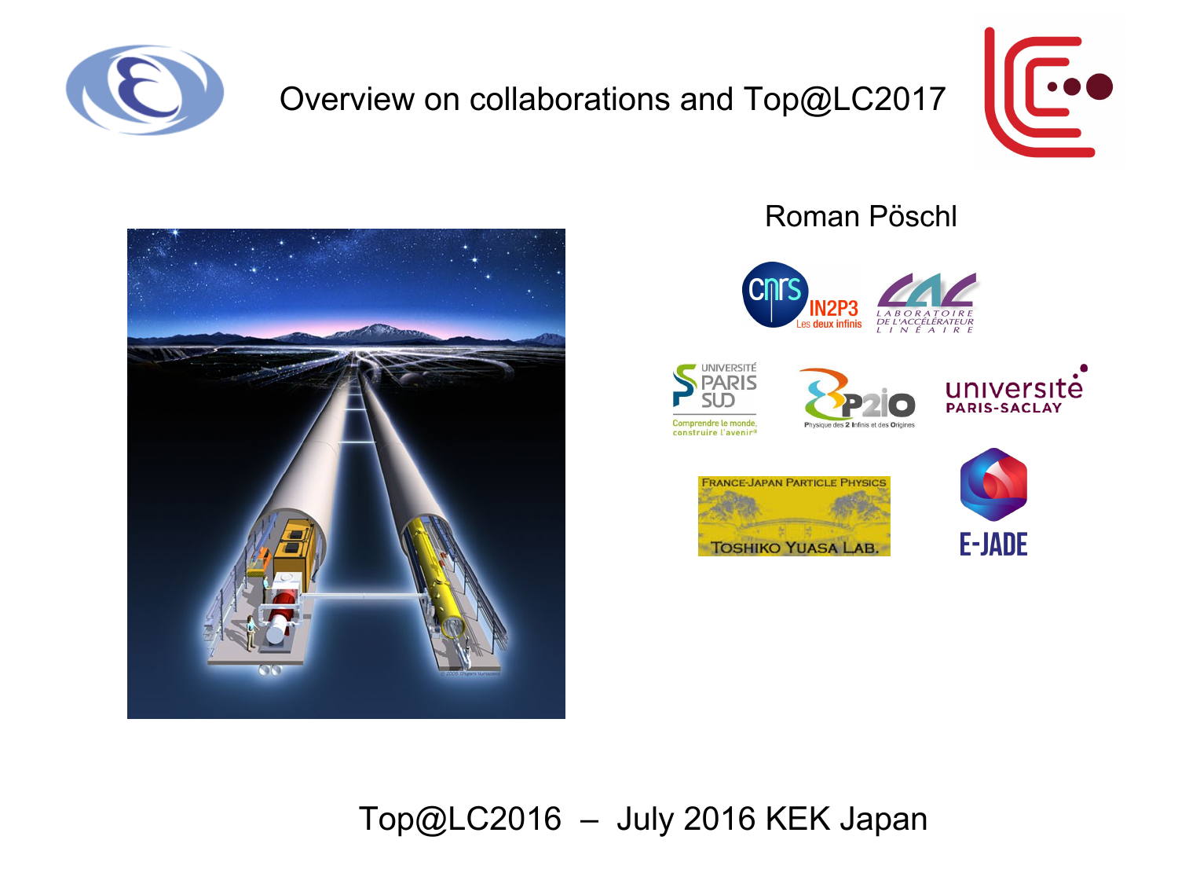# Overview on collaborations and Top@LC2017

Roman Pöschl

Top@LC2016 – July 2016 KEK Japan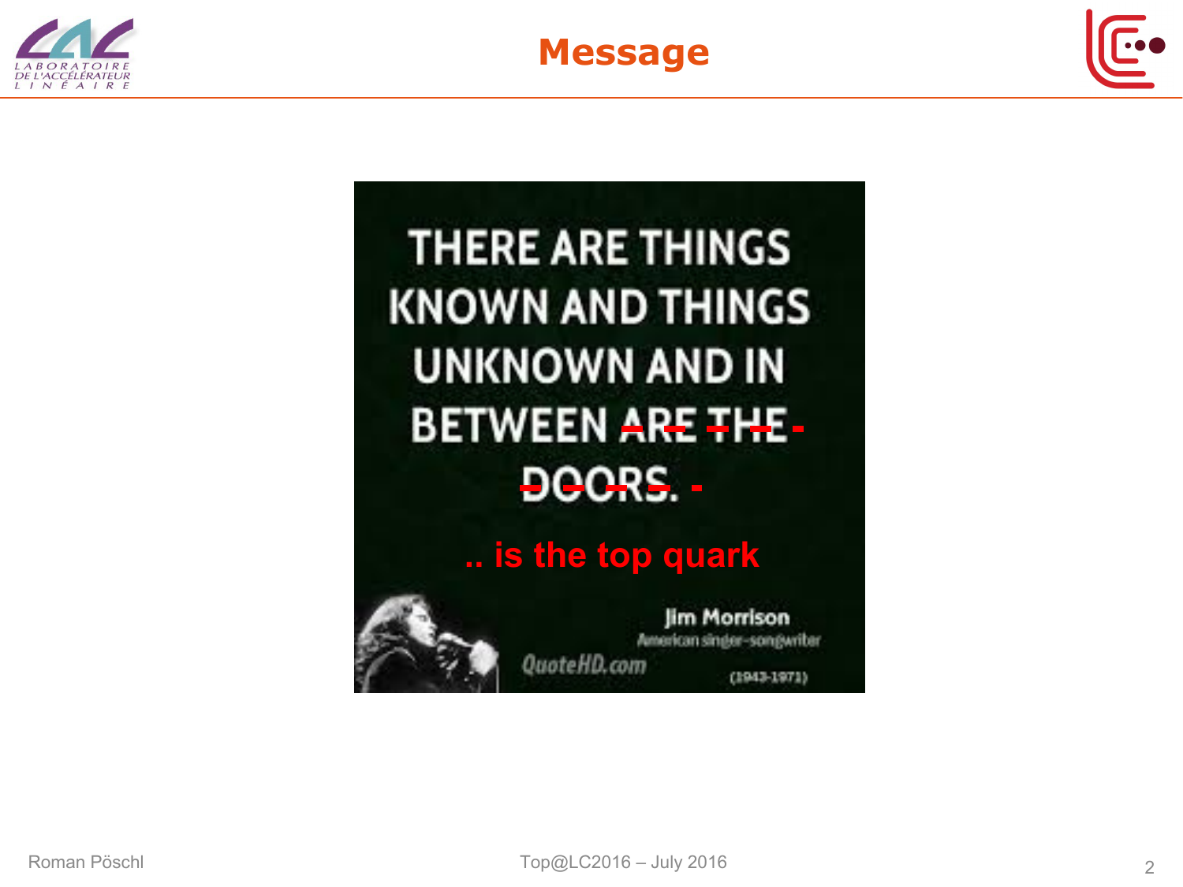# Message

THERE ARE THINGS KNOWN AND THINGS UNKNOWN AND IN BETWEEN ~~ARE THE DOORS.~~

**.. is the top quark**

Jim Morrison
American singer-songwriter
(1943-1971)

QuoteHD.com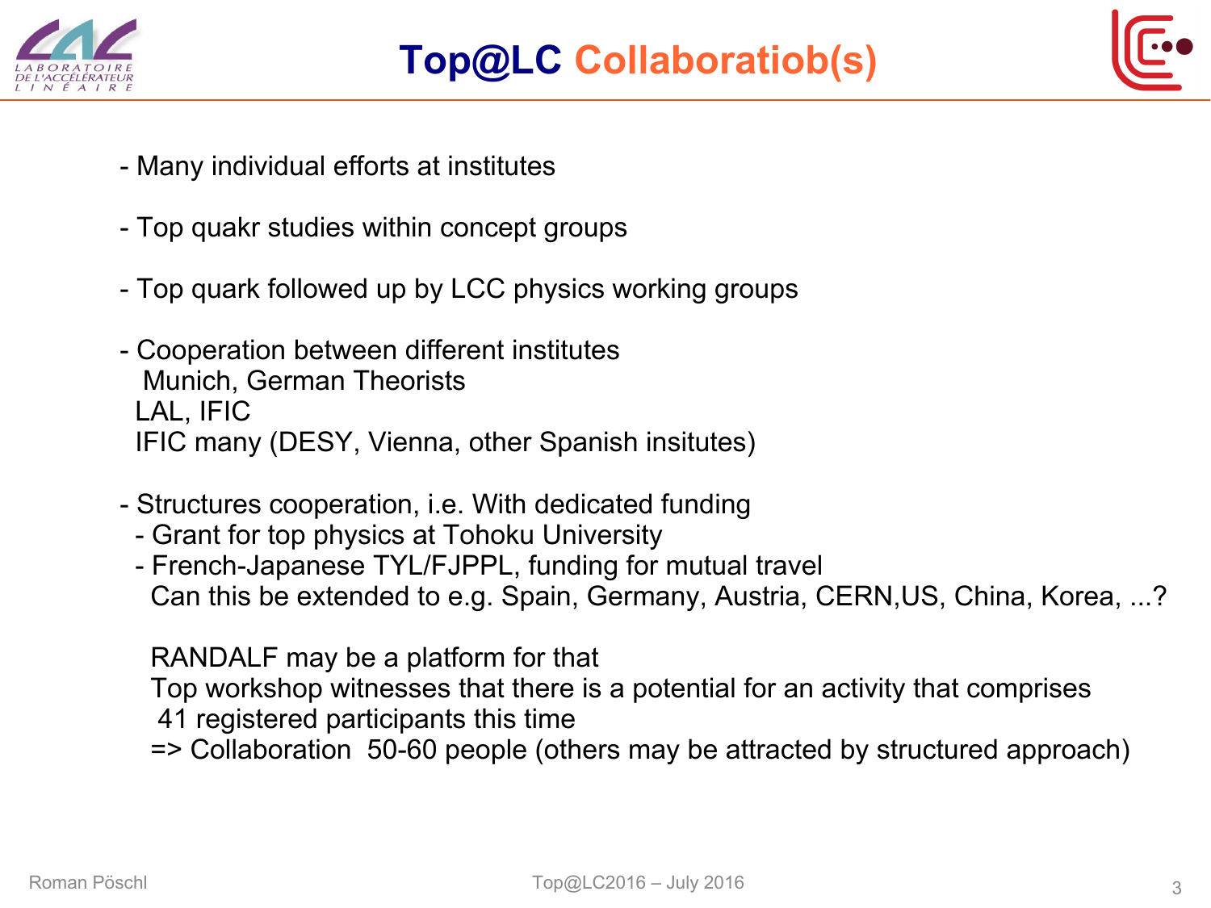# Top@LC Collaboratiob(s)

- Many individual efforts at institutes

- Top quakr studies within concept groups

- Top quark followed up by LCC physics working groups

- Cooperation between different institutes
  Munich, German Theorists
  LAL, IFIC
  IFIC many (DESY, Vienna, other Spanish insitutes)

- Structures cooperation, i.e. With dedicated funding
  - Grant for top physics at Tohoku University
  - French-Japanese TYL/FJPPL, funding for mutual travel
    Can this be extended to e.g. Spain, Germany, Austria, CERN,US, China, Korea, ...?

    RANDALF may be a platform for that
    Top workshop witnesses that there is a potential for an activity that comprises
    41 registered participants this time
    => Collaboration 50-60 people (others may be attracted by structured approach)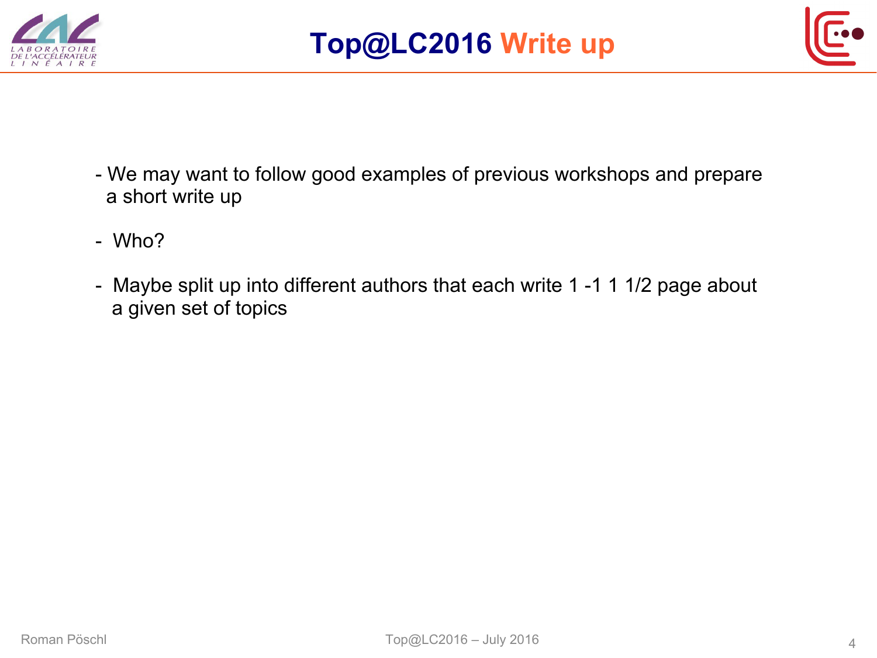# Top@LC2016 Write up

- We may want to follow good examples of previous workshops and prepare a short write up
- Who?
- Maybe split up into different authors that each write 1 -1 1 1/2 page about a given set of topics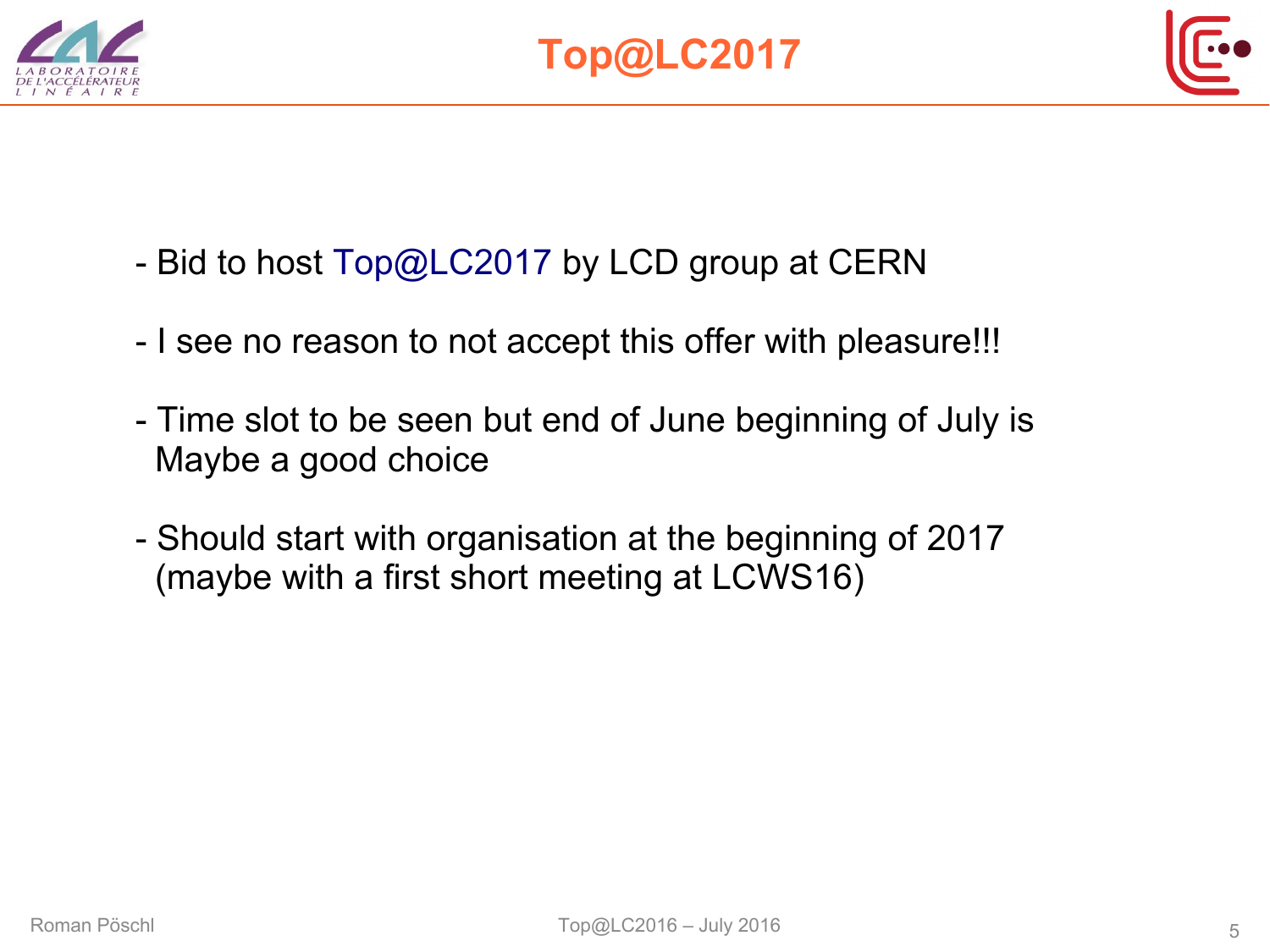# Top@LC2017

- Bid to host Top@LC2017 by LCD group at CERN

- I see no reason to not accept this offer with pleasure!!!

- Time slot to be seen but end of June beginning of July is Maybe a good choice

- Should start with organisation at the beginning of 2017 (maybe with a first short meeting at LCWS16)